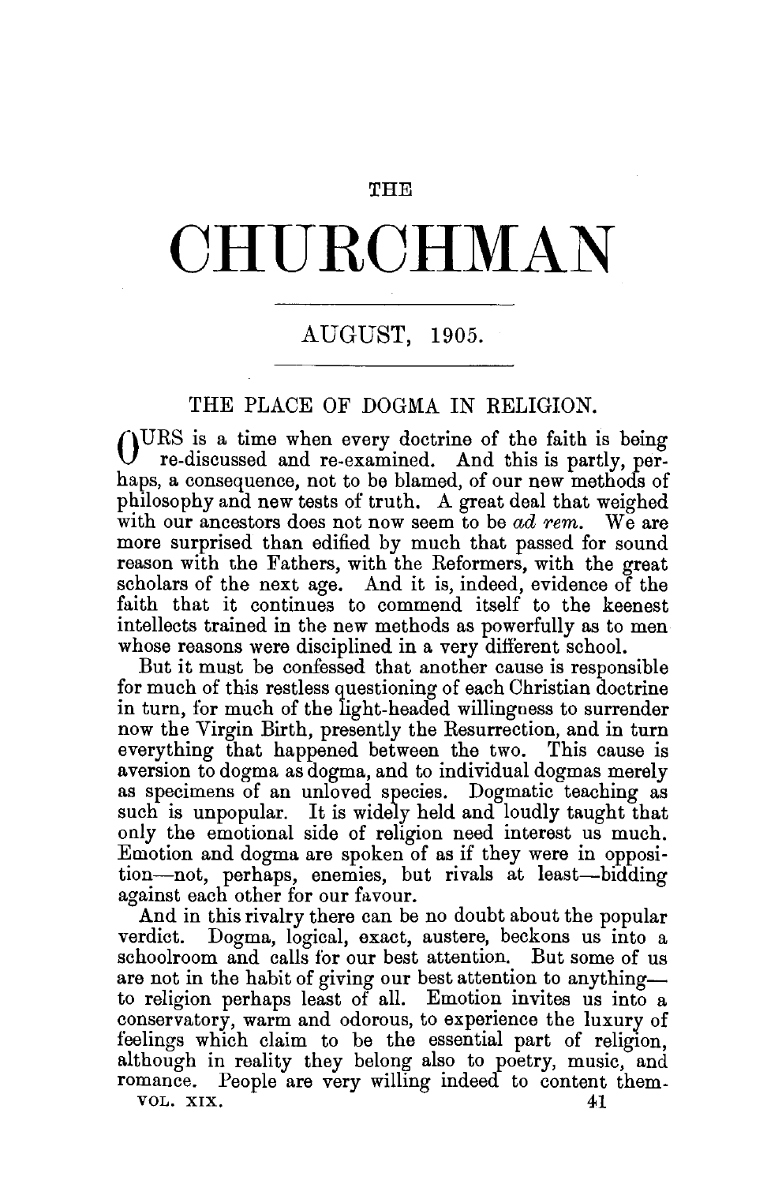THE

# CHURCHMAN

AUGUST, 1905.

## THE PLACE OF DOGMA IN RELIGION.

OURS is a time when every doctrine of the faith is being re-discussed and re-examined. And this is partly, perhaps, a consequence, not to be blamed, of our new methods of philosophy and new tests of truth. A great deal that weighed with our ancestors does not now seem to be *ad rem*. We are more surprised than edified by much that passed for sound reason with the Fathers, with the Reformers, with the great scholars of the next age. And it is, indeed, evidence of the faith that it continues to commend itself to the keenest intellects trained in the new methods as powerfully as to men whose reasons were disciplined in a very different school.

But it must be confessed that another cause is responsible for much of this restless questioning of each Christian doctrine in turn, for much of the light-headed willingness to surrender now the Virgin Birth, presently the Resurrection, and in turn everything that happened between the two. This cause is aversion to dogma as dogma, and to individual dogmas merely as specimens of an unloved species. Dogmatic teaching as such is unpopular. It is widely held and loudly taught that only the emotional side of religion need interest us much. Emotion and dogma are spoken of as if they were in opposition—not, perhaps, enemies, but rivals at least—bidding against each other for our favour.

And in this rivalry there can be no doubt about the popular verdict. Dogma, logical, exact, austere, beckons us into a schoolroom and calls for our best attention. But some of us are not in the habit of giving our best attention to anything—to religion perhaps least of all. Emotion invites us into a conservatory, warm and odorous, to experience the luxury of feelings which claim to be the essential part of religion, although in reality they belong also to poetry, music, and romance. People are very willing indeed to content them-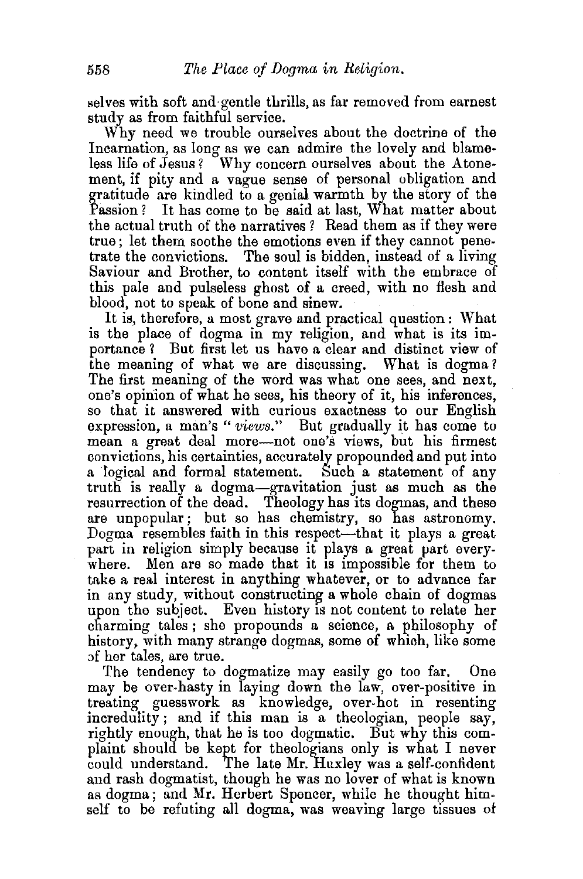selves with soft and gentle thrills, as far removed from earnest study as from faithful service.

Why need we trouble ourselves about the doctrine of the Incarnation, as long as we can admire the lovely and blameless life of Jesus? Why concern ourselves about the Atonement, if pity and a vague sense of personal obligation and gratitude are kindled to a genial warmth by the story of the Passion? It has come to be said at last, What matter about the actual truth of the narratives? Read them as if they were true; let them soothe the emotions even if they cannot penetrate the convictions. The soul is bidden, instead of a living Saviour and Brother, to content itself with the embrace of this pale and pulseless ghost of a creed, with no flesh and blood, not to speak of bone and sinew.

It is, therefore, a most grave and practical question: What is the place of dogma in my religion, and what is its importance? But first let us have a clear and distinct view of the meaning of what we are discussing. What is dogma? The first meaning of the word was what one sees, and next, one's opinion of what he sees, his theory of it, his inferences, so that it answered with curious exactness to our English expression, a man's "*views*." But gradually it has come to mean a great deal more—not one's views, but his firmest convictions, his certainties, accurately propounded and put into a logical and formal statement. Such a statement of any truth is really a dogma—gravitation just as much as the resurrection of the dead. Theology has its dogmas, and these are unpopular; but so has chemistry, so has astronomy. Dogma resembles faith in this respect—that it plays a great part in religion simply because it plays a great part everywhere. Men are so made that it is impossible for them to take a real interest in anything whatever, or to advance far in any study, without constructing a whole chain of dogmas upon the subject. Even history is not content to relate her charming tales; she propounds a science, a philosophy of history, with many strange dogmas, some of which, like some of her tales, are true.

The tendency to dogmatize may easily go too far. One may be over-hasty in laying down the law, over-positive in treating guesswork as knowledge, over-hot in resenting incredulity; and if this man is a theologian, people say, rightly enough, that he is too dogmatic. But why this complaint should be kept for theologians only is what I never could understand. The late Mr. Huxley was a self-confident and rash dogmatist, though he was no lover of what is known as dogma; and Mr. Herbert Spencer, while he thought himself to be refuting all dogma, was weaving large tissues of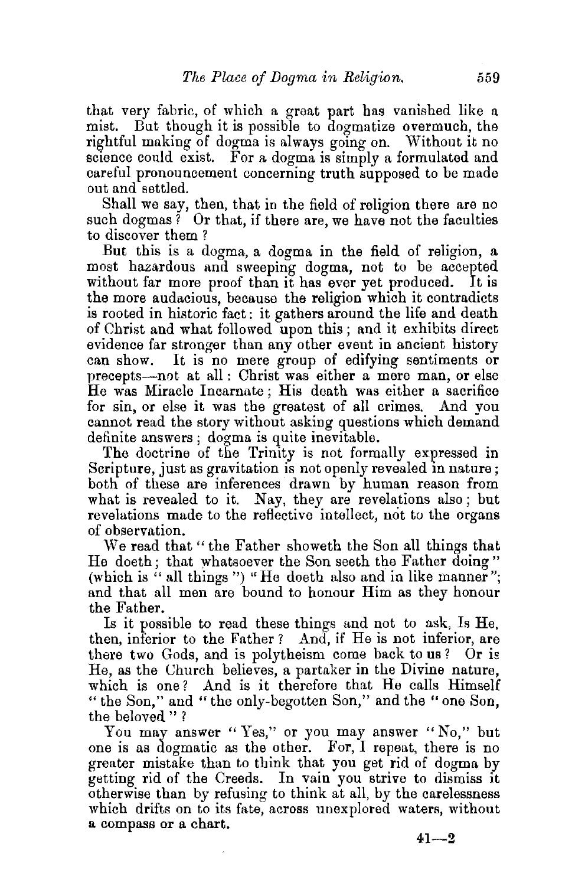that very fabric, of which a great part has vanished like a mist. But though it is possible to dogmatize overmuch, the rightful making of dogma is always going on. Without it no science could exist. For a dogma is simply a formulated and careful pronouncement concerning truth supposed to be made out and settled.

Shall we say, then, that in the field of religion there are no such dogmas? Or that, if there are, we have not the faculties to discover them?

But this is a dogma, a dogma in the field of religion, a most hazardous and sweeping dogma, not to be accepted without far more proof than it has ever yet produced. It is the more audacious, because the religion which it contradicts is rooted in historic fact: it gathers around the life and death of Christ and what followed upon this; and it exhibits direct evidence far stronger than any other event in ancient history can show. It is no mere group of edifying sentiments or precepts—not at all: Christ was either a mere man, or else He was Miracle Incarnate; His death was either a sacrifice for sin, or else it was the greatest of all crimes. And you cannot read the story without asking questions which demand definite answers; dogma is quite inevitable.

The doctrine of the Trinity is not formally expressed in Scripture, just as gravitation is not openly revealed in nature; both of these are inferences drawn by human reason from what is revealed to it. Nay, they are revelations also; but revelations made to the reflective intellect, not to the organs of observation.

We read that "the Father showeth the Son all things that He doeth; that whatsoever the Son seeth the Father doing" (which is "all things") "He doeth also and in like manner"; and that all men are bound to honour Him as they honour the Father.

Is it possible to read these things and not to ask, Is He, then, inferior to the Father? And, if He is not inferior, are there two Gods, and is polytheism come back to us? Or is He, as the Church believes, a partaker in the Divine nature, which is one? And is it therefore that He calls Himself "the Son," and "the only-begotten Son," and the "one Son, the beloved"?

You may answer "Yes," or you may answer "No," but one is as dogmatic as the other. For, I repeat, there is no greater mistake than to think that you get rid of dogma by getting rid of the Creeds. In vain you strive to dismiss it otherwise than by refusing to think at all, by the carelessness which drifts on to its fate, across unexplored waters, without a compass or a chart.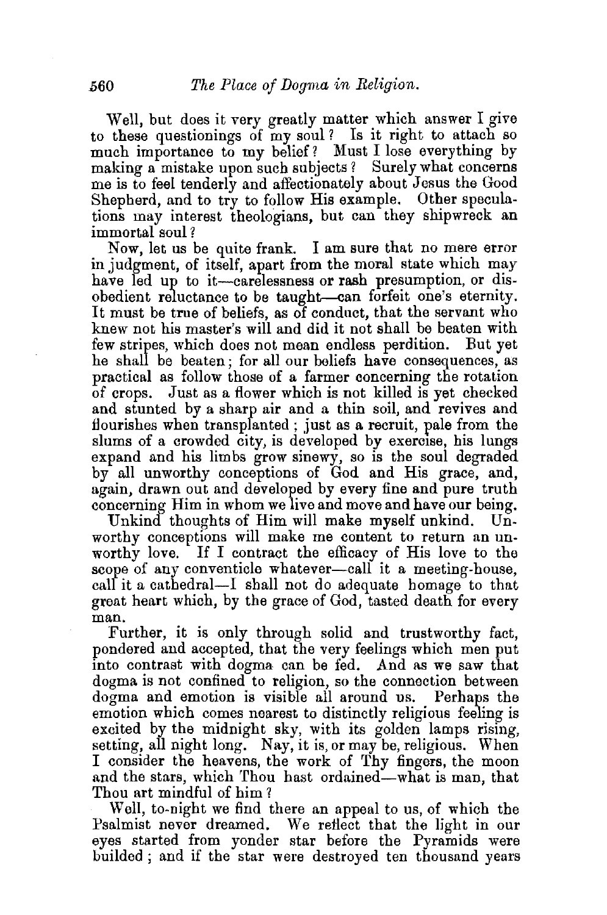Well, but does it very greatly matter which answer I give to these questionings of my soul? Is it right to attach so much importance to my belief? Must I lose everything by making a mistake upon such subjects? Surely what concerns me is to feel tenderly and affectionately about Jesus the Good Shepherd, and to try to follow His example. Other speculations may interest theologians, but can they shipwreck an immortal soul?

Now, let us be quite frank. I am sure that no mere error in judgment, of itself, apart from the moral state which may have led up to it—carelessness or rash presumption, or disobedient reluctance to be taught—can forfeit one's eternity. It must be true of beliefs, as of conduct, that the servant who knew not his master's will and did it not shall be beaten with few stripes, which does not mean endless perdition. But yet he shall be beaten; for all our beliefs have consequences, as practical as follow those of a farmer concerning the rotation of crops. Just as a flower which is not killed is yet checked and stunted by a sharp air and a thin soil, and revives and flourishes when transplanted; just as a recruit, pale from the slums of a crowded city, is developed by exercise, his lungs expand and his limbs grow sinewy, so is the soul degraded by all unworthy conceptions of God and His grace, and, again, drawn out and developed by every fine and pure truth concerning Him in whom we live and move and have our being.

Unkind thoughts of Him will make myself unkind. Unworthy conceptions will make me content to return an unworthy love. If I contract the efficacy of His love to the scope of any conventicle whatever—call it a meeting-house, call it a cathedral—I shall not do adequate homage to that great heart which, by the grace of God, tasted death for every man.

Further, it is only through solid and trustworthy fact, pondered and accepted, that the very feelings which men put into contrast with dogma can be fed. And as we saw that dogma is not confined to religion, so the connection between dogma and emotion is visible all around us. Perhaps the emotion which comes nearest to distinctly religious feeling is excited by the midnight sky, with its golden lamps rising, setting, all night long. Nay, it is, or may be, religious. When I consider the heavens, the work of Thy fingers, the moon and the stars, which Thou hast ordained—what is man, that Thou art mindful of him?

Well, to-night we find there an appeal to us, of which the Psalmist never dreamed. We reflect that the light in our eyes started from yonder star before the Pyramids were builded; and if the star were destroyed ten thousand years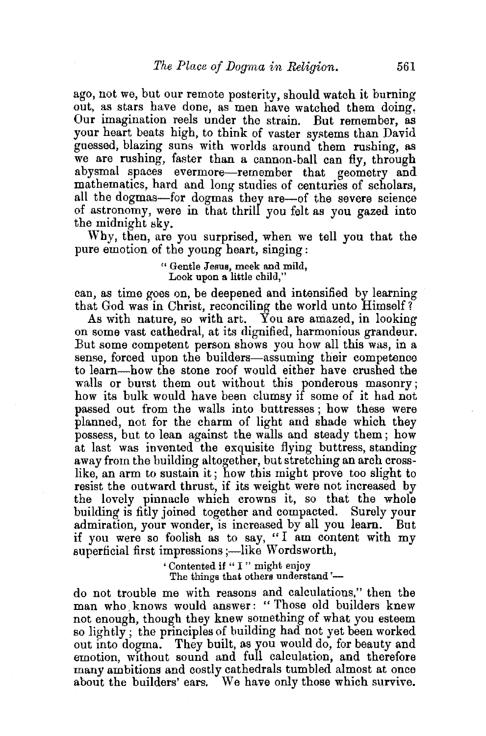ago, not we, but our remote posterity, should watch it burning out, as stars have done, as men have watched them doing. Our imagination reels under the strain. But remember, as your heart beats high, to think of vaster systems than David guessed, blazing suns with worlds around them rushing, as we are rushing, faster than a cannon-ball can fly, through abysmal spaces evermore—remember that geometry and mathematics, hard and long studies of centuries of scholars, all the dogmas—for dogmas they are—of the severe science of astronomy, were in that thrill you felt as you gazed into the midnight sky.

Why, then, are you surprised, when we tell you that the pure emotion of the young heart, singing:

> "Gentle Jesus, meek and mild,
> Look upon a little child,"

can, as time goes on, be deepened and intensified by learning that God was in Christ, reconciling the world unto Himself?

As with nature, so with art. You are amazed, in looking on some vast cathedral, at its dignified, harmonious grandeur. But some competent person shows you how all this was, in a sense, forced upon the builders—assuming their competence to learn—how the stone roof would either have crushed the walls or burst them out without this ponderous masonry; how its bulk would have been clumsy if some of it had not passed out from the walls into buttresses; how these were planned, not for the charm of light and shade which they possess, but to lean against the walls and steady them; how at last was invented the exquisite flying buttress, standing away from the building altogether, but stretching an arch cross-like, an arm to sustain it; how this might prove too slight to resist the outward thrust, if its weight were not increased by the lovely pinnacle which crowns it, so that the whole building is fitly joined together and compacted. Surely your admiration, your wonder, is increased by all you learn. But if you were so foolish as to say, "I am content with my superficial first impressions;—like Wordsworth,

> 'Contented if "I" might enjoy
> The things that others understand'—

do not trouble me with reasons and calculations," then the man who knows would answer: "Those old builders knew not enough, though they knew something of what you esteem so lightly; the principles of building had not yet been worked out into dogma. They built, as you would do, for beauty and emotion, without sound and full calculation, and therefore many ambitions and costly cathedrals tumbled almost at once about the builders' ears. We have only those which survive.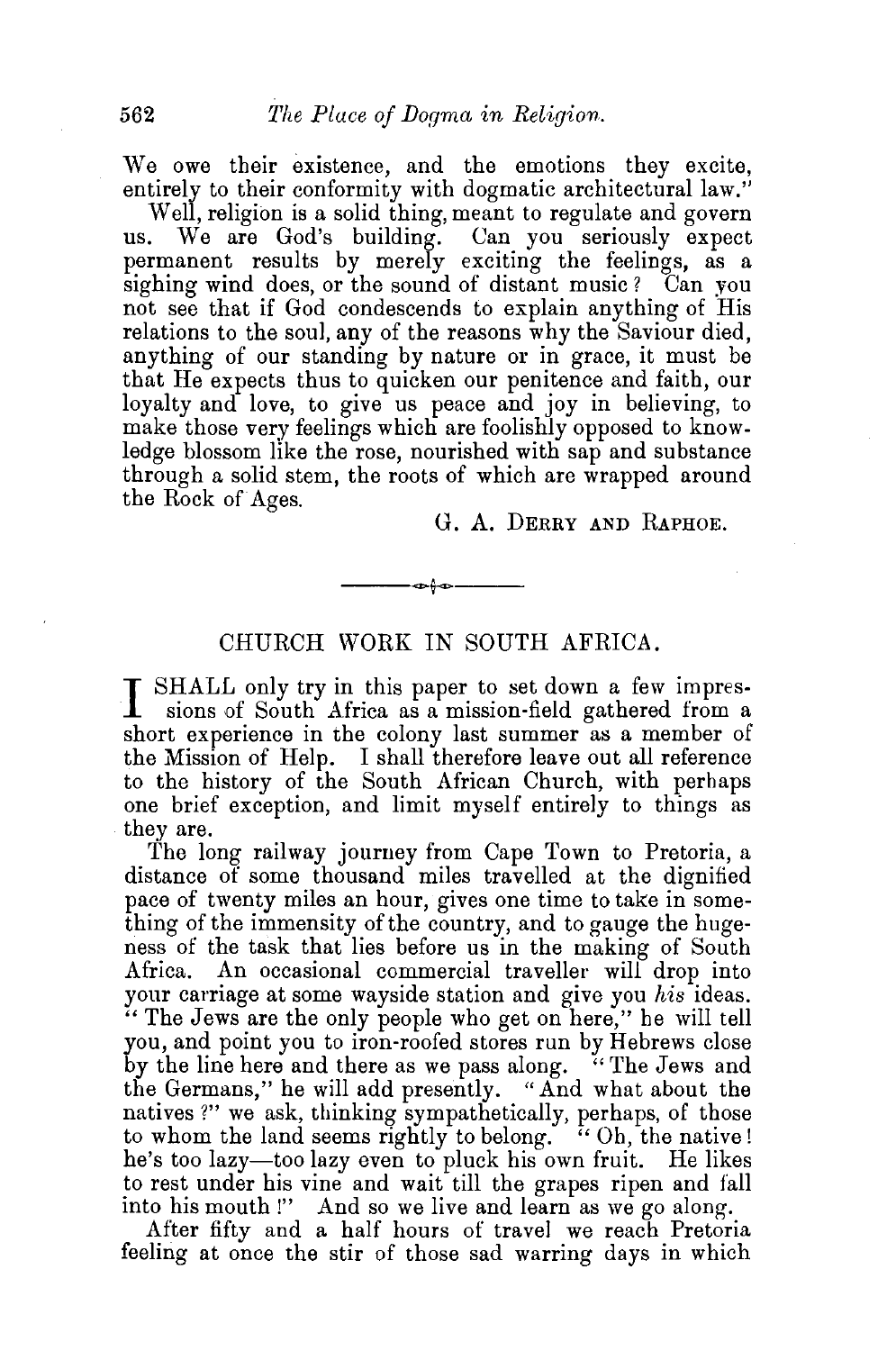We owe their existence, and the emotions they excite, entirely to their conformity with dogmatic architectural law."

Well, religion is a solid thing, meant to regulate and govern us. We are God's building. Can you seriously expect permanent results by merely exciting the feelings, as a sighing wind does, or the sound of distant music? Can you not see that if God condescends to explain anything of His relations to the soul, any of the reasons why the Saviour died, anything of our standing by nature or in grace, it must be that He expects thus to quicken our penitence and faith, our loyalty and love, to give us peace and joy in believing, to make those very feelings which are foolishly opposed to knowledge blossom like the rose, nourished with sap and substance through a solid stem, the roots of which are wrapped around the Rock of Ages.

G. A. DERRY AND RAPHOE.

---

## CHURCH WORK IN SOUTH AFRICA.

I SHALL only try in this paper to set down a few impressions of South Africa as a mission-field gathered from a short experience in the colony last summer as a member of the Mission of Help. I shall therefore leave out all reference to the history of the South African Church, with perhaps one brief exception, and limit myself entirely to things as they are.

The long railway journey from Cape Town to Pretoria, a distance of some thousand miles travelled at the dignified pace of twenty miles an hour, gives one time to take in something of the immensity of the country, and to gauge the hugeness of the task that lies before us in the making of South Africa. An occasional commercial traveller will drop into your carriage at some wayside station and give you *his* ideas. "The Jews are the only people who get on here," he will tell you, and point you to iron-roofed stores run by Hebrews close by the line here and there as we pass along. "The Jews and the Germans," he will add presently. "And what about the natives?" we ask, thinking sympathetically, perhaps, of those to whom the land seems rightly to belong. "Oh, the native! he's too lazy—too lazy even to pluck his own fruit. He likes to rest under his vine and wait till the grapes ripen and fall into his mouth!" And so we live and learn as we go along.

After fifty and a half hours of travel we reach Pretoria feeling at once the stir of those sad warring days in which